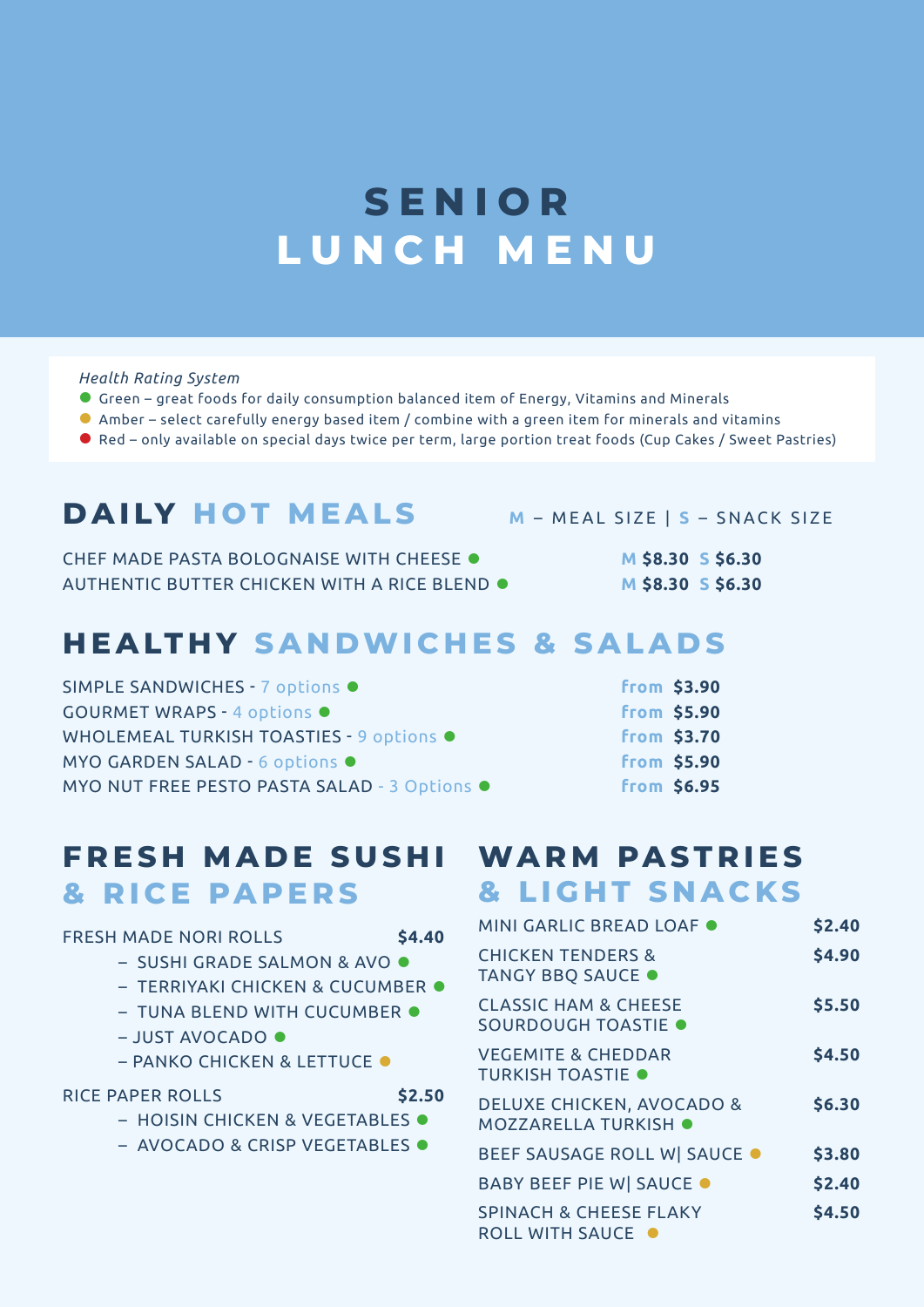# SENIOR LUNCH MENU

*Health Rating System*

- ● Green – great foods for daily consumption balanced item of Energy, Vitamins and Minerals
- ● Amber – select carefully energy based item / combine with a green item for minerals and vitamins
- ● Red – only available on special days twice per term, large portion treat foods (Cup Cakes / Sweet Pastries)

## DAILY HOT MEALS

M – MEAL SIZE | S – SNACK SIZE

| Item | Price |
|---|---|
| CHEF MADE PASTA BOLOGNAISE WITH CHEESE ● | M **$8.30** S **$6.30** |
| AUTHENTIC BUTTER CHICKEN WITH A RICE BLEND ● | M **$8.30** S **$6.30** |

## HEALTHY SANDWICHES & SALADS

| Item | Price |
|---|---|
| SIMPLE SANDWICHES - 7 options ● | from **$3.90** |
| GOURMET WRAPS - 4 options ● | from **$5.90** |
| WHOLEMEAL TURKISH TOASTIES - 9 options ● | from **$3.70** |
| MYO GARDEN SALAD - 6 options ● | from **$5.90** |
| MYO NUT FREE PESTO PASTA SALAD - 3 Options ● | from **$6.95** |

## FRESH MADE SUSHI & RICE PAPERS

FRESH MADE NORI ROLLS **$4.40**

- SUSHI GRADE SALMON & AVO ●
- TERRIYAKI CHICKEN & CUCUMBER ●
- TUNA BLEND WITH CUCUMBER ●
- JUST AVOCADO ●
- PANKO CHICKEN & LETTUCE ● (amber)

RICE PAPER ROLLS **$2.50**

- HOISIN CHICKEN & VEGETABLES ●
- AVOCADO & CRISP VEGETABLES ●

## WARM PASTRIES & LIGHT SNACKS

| Item | Price |
|---|---|
| MINI GARLIC BREAD LOAF ● | **$2.40** |
| CHICKEN TENDERS & TANGY BBQ SAUCE ● | **$4.90** |
| CLASSIC HAM & CHEESE SOURDOUGH TOASTIE ● | **$5.50** |
| VEGEMITE & CHEDDAR TURKISH TOASTIE ● | **$4.50** |
| DELUXE CHICKEN, AVOCADO & MOZZARELLA TURKISH ● | **$6.30** |
| BEEF SAUSAGE ROLL W\| SAUCE ● (amber) | **$3.80** |
| BABY BEEF PIE W\| SAUCE ● (amber) | **$2.40** |
| SPINACH & CHEESE FLAKY ROLL WITH SAUCE ● (amber) | **$4.50** |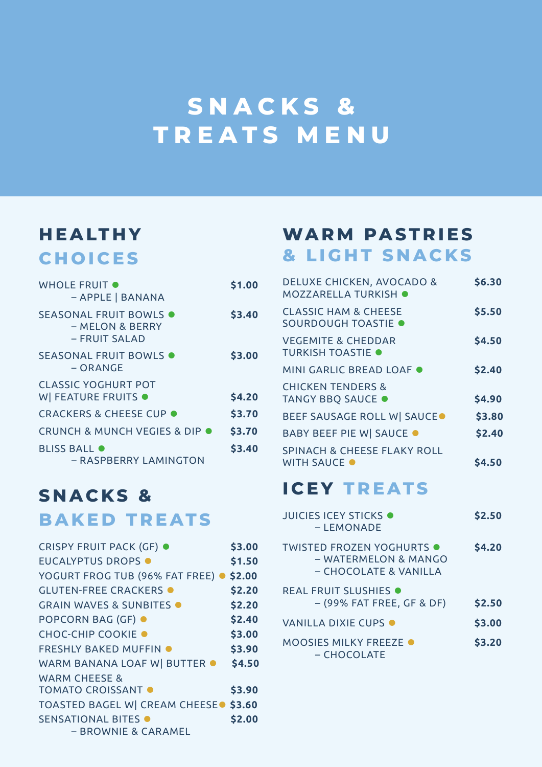# SNACKS & TREATS MENU

## HEALTHY CHOICES

| Item | Price |
|---|---|
| WHOLE FRUIT ● – APPLE \| BANANA | $1.00 |
| SEASONAL FRUIT BOWLS ● – MELON & BERRY – FRUIT SALAD | $3.40 |
| SEASONAL FRUIT BOWLS ● – ORANGE | $3.00 |
| CLASSIC YOGHURT POT W\| FEATURE FRUITS ● | $4.20 |
| CRACKERS & CHEESE CUP ● | $3.70 |
| CRUNCH & MUNCH VEGIES & DIP ● | $3.70 |
| BLISS BALL ● – RASPBERRY LAMINGTON | $3.40 |

## SNACKS & BAKED TREATS

| Item | Price |
|---|---|
| CRISPY FRUIT PACK (GF) ● | $3.00 |
| EUCALYPTUS DROPS ● | $1.50 |
| YOGURT FROG TUB (96% FAT FREE) ● | $2.00 |
| GLUTEN-FREE CRACKERS ● | $2.20 |
| GRAIN WAVES & SUNBITES ● | $2.20 |
| POPCORN BAG (GF) ● | $2.40 |
| CHOC-CHIP COOKIE ● | $3.00 |
| FRESHLY BAKED MUFFIN ● | $3.90 |
| WARM BANANA LOAF W\| BUTTER ● | $4.50 |
| WARM CHEESE & TOMATO CROISSANT ● | $3.90 |
| TOASTED BAGEL W\| CREAM CHEESE ● | $3.60 |
| SENSATIONAL BITES ● – BROWNIE & CARAMEL | $2.00 |

## WARM PASTRIES & LIGHT SNACKS

| Item | Price |
|---|---|
| DELUXE CHICKEN, AVOCADO & MOZZARELLA TURKISH ● | $6.30 |
| CLASSIC HAM & CHEESE SOURDOUGH TOASTIE ● | $5.50 |
| VEGEMITE & CHEDDAR TURKISH TOASTIE ● | $4.50 |
| MINI GARLIC BREAD LOAF ● | $2.40 |
| CHICKEN TENDERS & TANGY BBQ SAUCE ● | $4.90 |
| BEEF SAUSAGE ROLL W\| SAUCE ● | $3.80 |
| BABY BEEF PIE W\| SAUCE ● | $2.40 |
| SPINACH & CHEESE FLAKY ROLL WITH SAUCE ● | $4.50 |

## ICEY TREATS

| Item | Price |
|---|---|
| JUICIES ICEY STICKS ● – LEMONADE | $2.50 |
| TWISTED FROZEN YOGHURTS ● – WATERMELON & MANGO – CHOCOLATE & VANILLA | $4.20 |
| REAL FRUIT SLUSHIES ● – (99% FAT FREE, GF & DF) | $2.50 |
| VANILLA DIXIE CUPS ● | $3.00 |
| MOOSIES MILKY FREEZE ● – CHOCOLATE | $3.20 |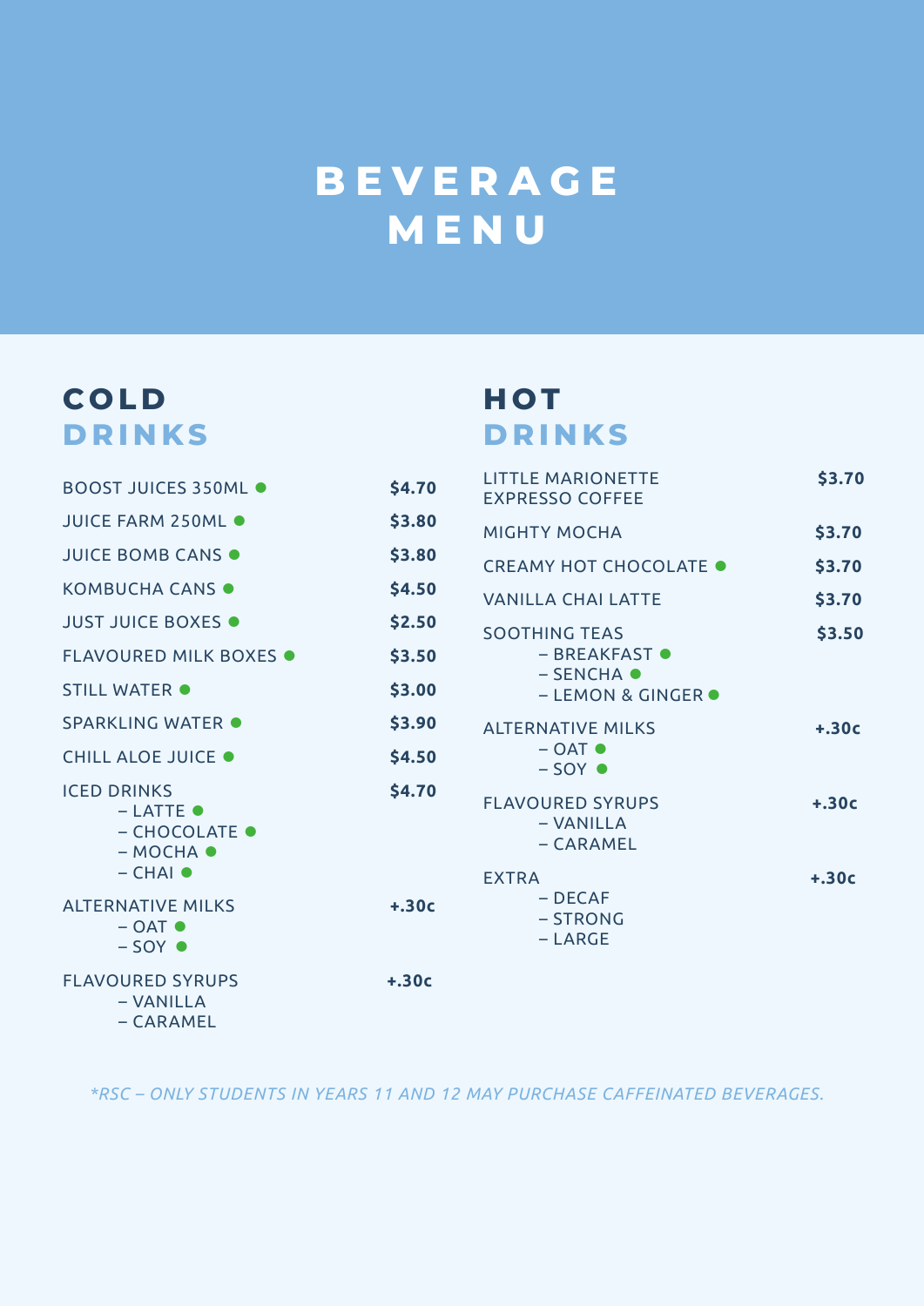# BEVERAGE MENU

## COLD DRINKS

| | |
|---|---|
| BOOST JUICES 350ML ● | $4.70 |
| JUICE FARM 250ML ● | $3.80 |
| JUICE BOMB CANS ● | $3.80 |
| KOMBUCHA CANS ● | $4.50 |
| JUST JUICE BOXES ● | $2.50 |
| FLAVOURED MILK BOXES ● | $3.50 |
| STILL WATER ● | $3.00 |
| SPARKLING WATER ● | $3.90 |
| CHILL ALOE JUICE ● | $4.50 |
| ICED DRINKS<br>– LATTE ●<br>– CHOCOLATE ●<br>– MOCHA ●<br>– CHAI ● | $4.70 |
| ALTERNATIVE MILKS<br>– OAT ●<br>– SOY ● | +.30c |
| FLAVOURED SYRUPS<br>– VANILLA<br>– CARAMEL | +.30c |

## HOT DRINKS

| | |
|---|---|
| LITTLE MARIONETTE EXPRESSO COFFEE | $3.70 |
| MIGHTY MOCHA | $3.70 |
| CREAMY HOT CHOCOLATE ● | $3.70 |
| VANILLA CHAI LATTE | $3.70 |
| SOOTHING TEAS<br>– BREAKFAST ●<br>– SENCHA ●<br>– LEMON & GINGER ● | $3.50 |
| ALTERNATIVE MILKS<br>– OAT ●<br>– SOY ● | +.30c |
| FLAVOURED SYRUPS<br>– VANILLA<br>– CARAMEL | +.30c |
| EXTRA<br>– DECAF<br>– STRONG<br>– LARGE | +.30c |

*\*RSC – ONLY STUDENTS IN YEARS 11 AND 12 MAY PURCHASE CAFFEINATED BEVERAGES.*